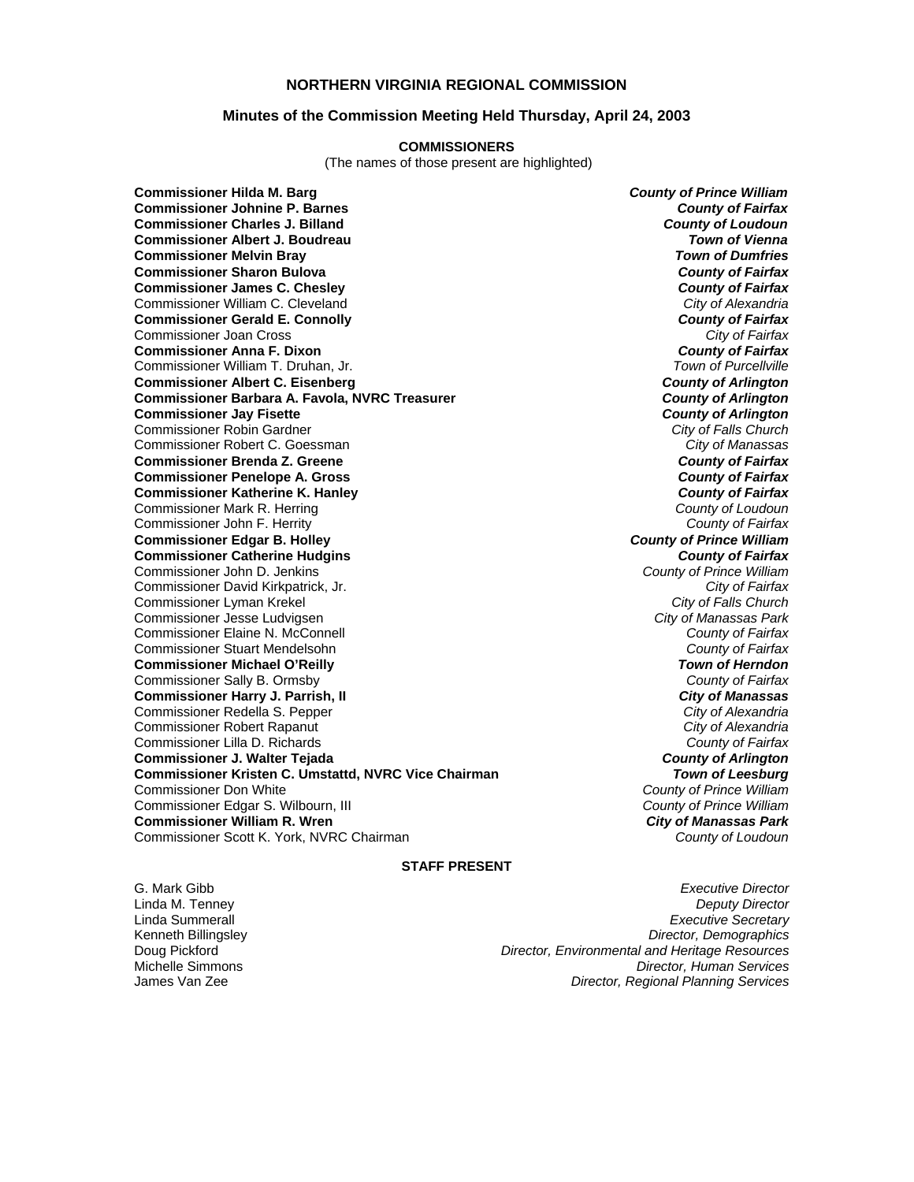# NORTHERN VIRGINIA REGIONAL COMMISSION

## Minutes of the Commission Meeting Held Thursday, April 24, 2003

### COMMISSIONERS

(The names of those present are highlighted)

**Commissioner Hilda M. Barg** — ***County of Prince William***
**Commissioner Johnine P. Barnes** — ***County of Fairfax***
**Commissioner Charles J. Billand** — ***County of Loudoun***
**Commissioner Albert J. Boudreau** — ***Town of Vienna***
**Commissioner Melvin Bray** — ***Town of Dumfries***
**Commissioner Sharon Bulova** — ***County of Fairfax***
**Commissioner James C. Chesley** — ***County of Fairfax***
Commissioner William C. Cleveland — *City of Alexandria*
**Commissioner Gerald E. Connolly** — ***County of Fairfax***
Commissioner Joan Cross — *City of Fairfax*
**Commissioner Anna F. Dixon** — ***County of Fairfax***
Commissioner William T. Druhan, Jr. — *Town of Purcellville*
**Commissioner Albert C. Eisenberg** — ***County of Arlington***
**Commissioner Barbara A. Favola, NVRC Treasurer** — ***County of Arlington***
**Commissioner Jay Fisette** — ***County of Arlington***
Commissioner Robin Gardner — *City of Falls Church*
Commissioner Robert C. Goessman — *City of Manassas*
**Commissioner Brenda Z. Greene** — ***County of Fairfax***
**Commissioner Penelope A. Gross** — ***County of Fairfax***
**Commissioner Katherine K. Hanley** — ***County of Fairfax***
Commissioner Mark R. Herring — *County of Loudoun*
Commissioner John F. Herrity — *County of Fairfax*
**Commissioner Edgar B. Holley** — ***County of Prince William***
**Commissioner Catherine Hudgins** — ***County of Fairfax***
Commissioner John D. Jenkins — *County of Prince William*
Commissioner David Kirkpatrick, Jr. — *City of Fairfax*
Commissioner Lyman Krekel — *City of Falls Church*
Commissioner Jesse Ludvigsen — *City of Manassas Park*
Commissioner Elaine N. McConnell — *County of Fairfax*
Commissioner Stuart Mendelsohn — *County of Fairfax*
**Commissioner Michael O'Reilly** — ***Town of Herndon***
Commissioner Sally B. Ormsby — *County of Fairfax*
**Commissioner Harry J. Parrish, II** — ***City of Manassas***
Commissioner Redella S. Pepper — *City of Alexandria*
Commissioner Robert Rapanut — *City of Alexandria*
Commissioner Lilla D. Richards — *County of Fairfax*
**Commissioner J. Walter Tejada** — ***County of Arlington***
**Commissioner Kristen C. Umstattd, NVRC Vice Chairman** — ***Town of Leesburg***
Commissioner Don White — *County of Prince William*
Commissioner Edgar S. Wilbourn, III — *County of Prince William*
**Commissioner William R. Wren** — ***City of Manassas Park***
Commissioner Scott K. York, NVRC Chairman — *County of Loudoun*

### STAFF PRESENT

G. Mark Gibb — *Executive Director*
Linda M. Tenney — *Deputy Director*
Linda Summerall — *Executive Secretary*
Kenneth Billingsley — *Director, Demographics*
Doug Pickford — *Director, Environmental and Heritage Resources*
Michelle Simmons — *Director, Human Services*
James Van Zee — *Director, Regional Planning Services*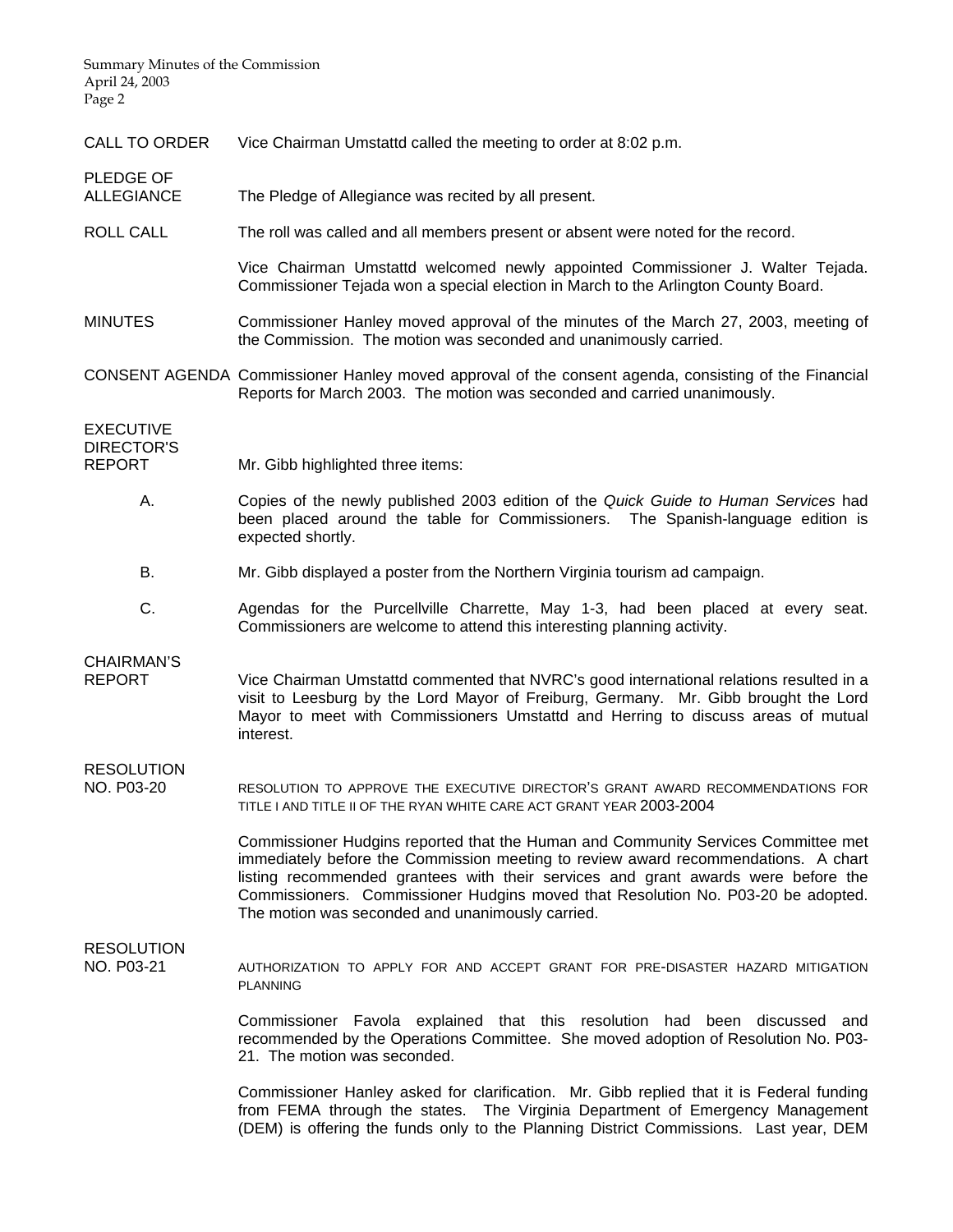**CALL TO ORDER** Vice Chairman Umstattd called the meeting to order at 8:02 p.m.

**PLEDGE OF ALLEGIANCE** The Pledge of Allegiance was recited by all present.

**ROLL CALL** The roll was called and all members present or absent were noted for the record.

Vice Chairman Umstattd welcomed newly appointed Commissioner J. Walter Tejada. Commissioner Tejada won a special election in March to the Arlington County Board.

**MINUTES** Commissioner Hanley moved approval of the minutes of the March 27, 2003, meeting of the Commission. The motion was seconded and unanimously carried.

**CONSENT AGENDA** Commissioner Hanley moved approval of the consent agenda, consisting of the Financial Reports for March 2003. The motion was seconded and carried unanimously.

**EXECUTIVE DIRECTOR'S REPORT** Mr. Gibb highlighted three items:

A. Copies of the newly published 2003 edition of the *Quick Guide to Human Services* had been placed around the table for Commissioners. The Spanish-language edition is expected shortly.

B. Mr. Gibb displayed a poster from the Northern Virginia tourism ad campaign.

C. Agendas for the Purcellville Charrette, May 1-3, had been placed at every seat. Commissioners are welcome to attend this interesting planning activity.

**CHAIRMAN'S REPORT** Vice Chairman Umstattd commented that NVRC's good international relations resulted in a visit to Leesburg by the Lord Mayor of Freiburg, Germany. Mr. Gibb brought the Lord Mayor to meet with Commissioners Umstattd and Herring to discuss areas of mutual interest.

**RESOLUTION NO. P03-20** RESOLUTION TO APPROVE THE EXECUTIVE DIRECTOR'S GRANT AWARD RECOMMENDATIONS FOR TITLE I AND TITLE II OF THE RYAN WHITE CARE ACT GRANT YEAR 2003-2004

Commissioner Hudgins reported that the Human and Community Services Committee met immediately before the Commission meeting to review award recommendations. A chart listing recommended grantees with their services and grant awards were before the Commissioners. Commissioner Hudgins moved that Resolution No. P03-20 be adopted. The motion was seconded and unanimously carried.

**RESOLUTION NO. P03-21** AUTHORIZATION TO APPLY FOR AND ACCEPT GRANT FOR PRE-DISASTER HAZARD MITIGATION PLANNING

Commissioner Favola explained that this resolution had been discussed and recommended by the Operations Committee. She moved adoption of Resolution No. P03-21. The motion was seconded.

Commissioner Hanley asked for clarification. Mr. Gibb replied that it is Federal funding from FEMA through the states. The Virginia Department of Emergency Management (DEM) is offering the funds only to the Planning District Commissions. Last year, DEM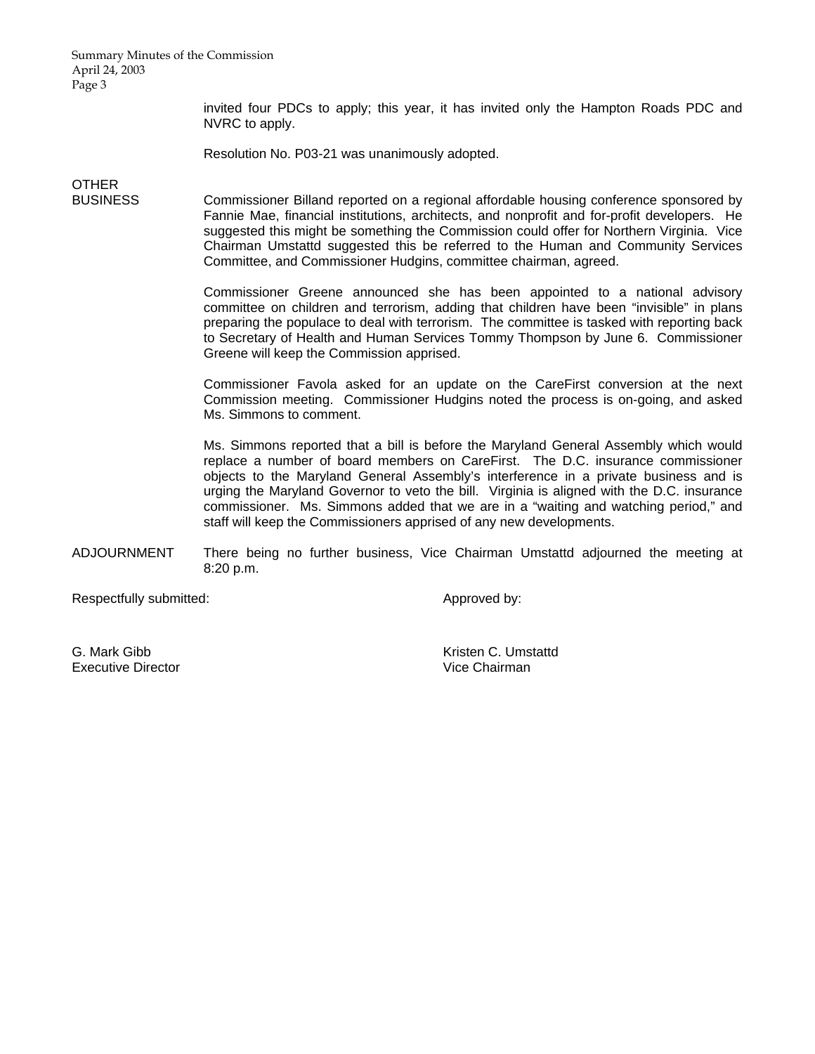invited four PDCs to apply; this year, it has invited only the Hampton Roads PDC and NVRC to apply.

Resolution No. P03-21 was unanimously adopted.

OTHER BUSINESS

Commissioner Billand reported on a regional affordable housing conference sponsored by Fannie Mae, financial institutions, architects, and nonprofit and for-profit developers. He suggested this might be something the Commission could offer for Northern Virginia. Vice Chairman Umstattd suggested this be referred to the Human and Community Services Committee, and Commissioner Hudgins, committee chairman, agreed.

Commissioner Greene announced she has been appointed to a national advisory committee on children and terrorism, adding that children have been "invisible" in plans preparing the populace to deal with terrorism. The committee is tasked with reporting back to Secretary of Health and Human Services Tommy Thompson by June 6. Commissioner Greene will keep the Commission apprised.

Commissioner Favola asked for an update on the CareFirst conversion at the next Commission meeting. Commissioner Hudgins noted the process is on-going, and asked Ms. Simmons to comment.

Ms. Simmons reported that a bill is before the Maryland General Assembly which would replace a number of board members on CareFirst. The D.C. insurance commissioner objects to the Maryland General Assembly's interference in a private business and is urging the Maryland Governor to veto the bill. Virginia is aligned with the D.C. insurance commissioner. Ms. Simmons added that we are in a "waiting and watching period," and staff will keep the Commissioners apprised of any new developments.

ADJOURNMENT

There being no further business, Vice Chairman Umstattd adjourned the meeting at 8:20 p.m.

Respectfully submitted:

G. Mark Gibb
Executive Director

Approved by:

Kristen C. Umstattd
Vice Chairman